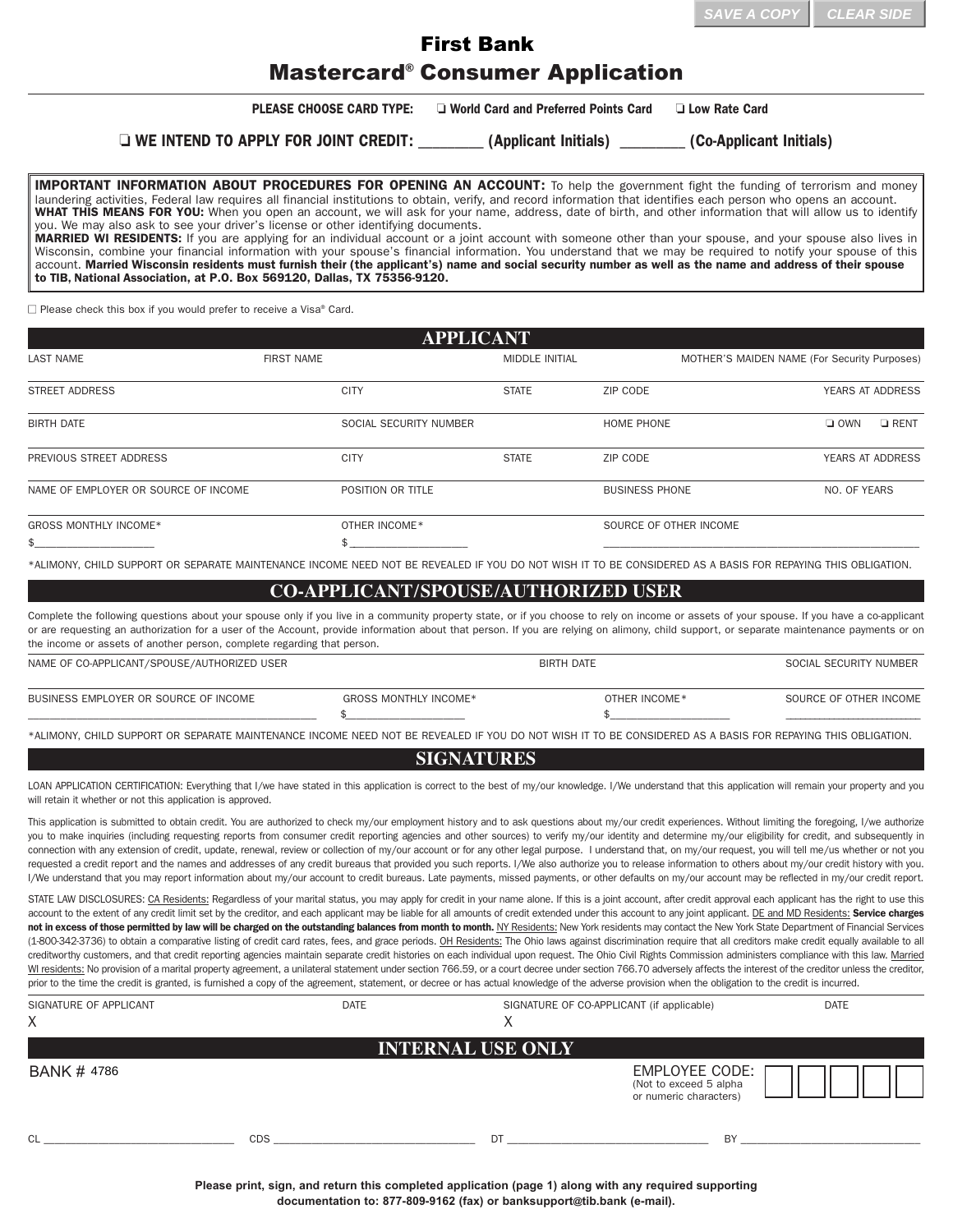SAVE A COPY | CLEAR SIDE

# First Bank
# Mastercard® Consumer Application

**PLEASE CHOOSE CARD TYPE:** ❏ World Card and Preferred Points Card ❏ Low Rate Card

**❏ WE INTEND TO APPLY FOR JOINT CREDIT: ________ (Applicant Initials) ________ (Co-Applicant Initials)**

**IMPORTANT INFORMATION ABOUT PROCEDURES FOR OPENING AN ACCOUNT:** To help the government fight the funding of terrorism and money laundering activities, Federal law requires all financial institutions to obtain, verify, and record information that identifies each person who opens an account.
**WHAT THIS MEANS FOR YOU:** When you open an account, we will ask for your name, address, date of birth, and other information that will allow us to identify you. We may also ask to see your driver's license or other identifying documents.
**MARRIED WI RESIDENTS:** If you are applying for an individual account or a joint account with someone other than your spouse, and your spouse also lives in Wisconsin, combine your financial information with your spouse's financial information. You understand that we may be required to notify your spouse of this account. **Married Wisconsin residents must furnish their (the applicant's) name and social security number as well as the name and address of their spouse to TIB, National Association, at P.O. Box 569120, Dallas, TX 75356-9120.**

☐ Please check this box if you would prefer to receive a Visa® Card.

## APPLICANT

| LAST NAME | FIRST NAME | MIDDLE INITIAL | MOTHER'S MAIDEN NAME (For Security Purposes) |
|---|---|---|---|
| | | | |

| STREET ADDRESS | CITY | STATE | ZIP CODE | YEARS AT ADDRESS |
|---|---|---|---|---|
| | | | | |

| BIRTH DATE | SOCIAL SECURITY NUMBER | HOME PHONE | ❏ OWN ❏ RENT |
|---|---|---|---|
| | | | |

| PREVIOUS STREET ADDRESS | CITY | STATE | ZIP CODE | YEARS AT ADDRESS |
|---|---|---|---|---|
| | | | | |

| NAME OF EMPLOYER OR SOURCE OF INCOME | POSITION OR TITLE | BUSINESS PHONE | NO. OF YEARS |
|---|---|---|---|
| | | | |

| GROSS MONTHLY INCOME* | OTHER INCOME* | SOURCE OF OTHER INCOME |
|---|---|---|
| $____________________ | $ ____________________ | ____________________ |

*ALIMONY, CHILD SUPPORT OR SEPARATE MAINTENANCE INCOME NEED NOT BE REVEALED IF YOU DO NOT WISH IT TO BE CONSIDERED AS A BASIS FOR REPAYING THIS OBLIGATION.

## CO-APPLICANT/SPOUSE/AUTHORIZED USER

Complete the following questions about your spouse only if you live in a community property state, or if you choose to rely on income or assets of your spouse. If you have a co-applicant or are requesting an authorization for a user of the Account, provide information about that person. If you are relying on alimony, child support, or separate maintenance payments or on the income or assets of another person, complete regarding that person.

| NAME OF CO-APPLICANT/SPOUSE/AUTHORIZED USER | BIRTH DATE | SOCIAL SECURITY NUMBER |
|---|---|---|
| | | |

| BUSINESS EMPLOYER OR SOURCE OF INCOME | GROSS MONTHLY INCOME* | OTHER INCOME* | SOURCE OF OTHER INCOME |
|---|---|---|---|
| ____________________ | $____________________ | $____________________ | ____________________ |

*ALIMONY, CHILD SUPPORT OR SEPARATE MAINTENANCE INCOME NEED NOT BE REVEALED IF YOU DO NOT WISH IT TO BE CONSIDERED AS A BASIS FOR REPAYING THIS OBLIGATION.

## SIGNATURES

LOAN APPLICATION CERTIFICATION: Everything that I/we have stated in this application is correct to the best of my/our knowledge. I/We understand that this application will remain your property and you will retain it whether or not this application is approved.

This application is submitted to obtain credit. You are authorized to check my/our employment history and to ask questions about my/our credit experiences. Without limiting the foregoing, I/we authorize you to make inquiries (including requesting reports from consumer credit reporting agencies and other sources) to verify my/our identity and determine my/our eligibility for credit, and subsequently in connection with any extension of credit, update, renewal, review or collection of my/our account or for any other legal purpose. I understand that, on my/our request, you will tell me/us whether or not you requested a credit report and the names and addresses of any credit bureaus that provided you such reports. I/We also authorize you to release information to others about my/our credit history with you. I/We understand that you may report information about my/our account to credit bureaus. Late payments, missed payments, or other defaults on my/our account may be reflected in my/our credit report.

STATE LAW DISCLOSURES: CA Residents: Regardless of your marital status, you may apply for credit in your name alone. If this is a joint account, after credit approval each applicant has the right to use this account to the extent of any credit limit set by the creditor, and each applicant may be liable for all amounts of credit extended under this account to any joint applicant. DE and MD Residents: **Service charges not in excess of those permitted by law will be charged on the outstanding balances from month to month.** NY Residents: New York residents may contact the New York State Department of Financial Services (1-800-342-3736) to obtain a comparative listing of credit card rates, fees, and grace periods. OH Residents: The Ohio laws against discrimination require that all creditors make credit equally available to all creditworthy customers, and that credit reporting agencies maintain separate credit histories on each individual upon request. The Ohio Civil Rights Commission administers compliance with this law. Married WI residents: No provision of a marital property agreement, a unilateral statement under section 766.59, or a court decree under section 766.70 adversely affects the interest of the creditor unless the creditor, prior to the time the credit is granted, is furnished a copy of the agreement, statement, or decree or has actual knowledge of the adverse provision when the obligation to the credit is incurred.

| SIGNATURE OF APPLICANT | DATE | SIGNATURE OF CO-APPLICANT (if applicable) | DATE |
|---|---|---|---|
| X | | X | |

## INTERNAL USE ONLY

BANK # 4786

EMPLOYEE CODE: (Not to exceed 5 alpha or numeric characters) ☐☐☐☐☐

CL ____________________ CDS ____________________ DT ____________________ BY ____________________

**Please print, sign, and return this completed application (page 1) along with any required supporting documentation to: 877-809-9162 (fax) or banksupport@tib.bank (e-mail).**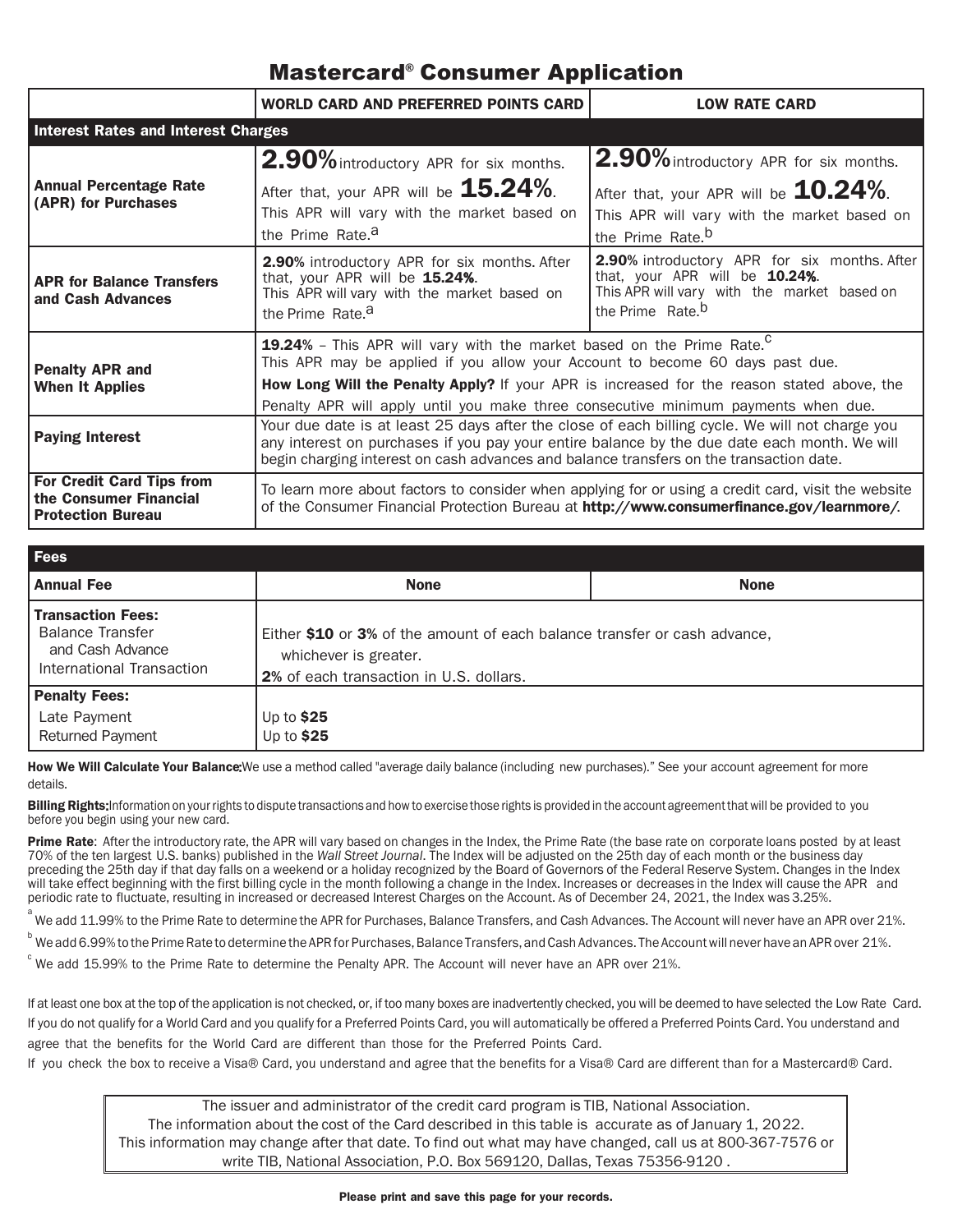# Mastercard® Consumer Application

| | WORLD CARD AND PREFERRED POINTS CARD | LOW RATE CARD |
|---|---|---|
| **Interest Rates and Interest Charges** | | |
| **Annual Percentage Rate (APR) for Purchases** | **2.90%** introductory APR for six months. After that, your APR will be **15.24%**. This APR will vary with the market based on the Prime Rate.[a] | **2.90%** introductory APR for six months. After that, your APR will be **10.24%**. This APR will vary with the market based on the Prime Rate.[b] |
| **APR for Balance Transfers and Cash Advances** | **2.90%** introductory APR for six months. After that, your APR will be **15.24%**. This APR will vary with the market based on the Prime Rate.[a] | **2.90%** introductory APR for six months. After that, your APR will be **10.24%**. This APR will vary with the market based on the Prime Rate.[b] |
| **Penalty APR and When It Applies** | **19.24%** – This APR will vary with the market based on the Prime Rate.[c] This APR may be applied if you allow your Account to become 60 days past due. **How Long Will the Penalty Apply?** If your APR is increased for the reason stated above, the Penalty APR will apply until you make three consecutive minimum payments when due. | |
| **Paying Interest** | Your due date is at least 25 days after the close of each billing cycle. We will not charge you any interest on purchases if you pay your entire balance by the due date each month. We will begin charging interest on cash advances and balance transfers on the transaction date. | |
| **For Credit Card Tips from the Consumer Financial Protection Bureau** | To learn more about factors to consider when applying for or using a credit card, visit the website of the Consumer Financial Protection Bureau at **http://www.consumerfinance.gov/learnmore/**. | |

| **Fees** | | |
|---|---|---|
| **Annual Fee** | **None** | **None** |
| **Transaction Fees:** Balance Transfer and Cash Advance; International Transaction | Either **$10** or **3%** of the amount of each balance transfer or cash advance, whichever is greater. **2%** of each transaction in U.S. dollars. | |
| **Penalty Fees:** Late Payment; Returned Payment | Up to **$25**; Up to **$25** | |

**How We Will Calculate Your Balance:** We use a method called "average daily balance (including new purchases)." See your account agreement for more details.

**Billing Rights:** Information on your rights to dispute transactions and how to exercise those rights is provided in the account agreement that will be provided to you before you begin using your new card.

**Prime Rate**: After the introductory rate, the APR will vary based on changes in the Index, the Prime Rate (the base rate on corporate loans posted by at least 70% of the ten largest U.S. banks) published in the *Wall Street Journal*. The Index will be adjusted on the 25th day of each month or the business day preceding the 25th day if that day falls on a weekend or a holiday recognized by the Board of Governors of the Federal Reserve System. Changes in the Index will take effect beginning with the first billing cycle in the month following a change in the Index. Increases or decreases in the Index will cause the APR and periodic rate to fluctuate, resulting in increased or decreased Interest Charges on the Account. As of December 24, 2021, the Index was 3.25%.

[a] We add 11.99% to the Prime Rate to determine the APR for Purchases, Balance Transfers, and Cash Advances. The Account will never have an APR over 21%.

[b] We add 6.99% to the Prime Rate to determine the APR for Purchases, Balance Transfers, and Cash Advances. The Account will never have an APR over 21%.

[c] We add 15.99% to the Prime Rate to determine the Penalty APR. The Account will never have an APR over 21%.

If at least one box at the top of the application is not checked, or, if too many boxes are inadvertently checked, you will be deemed to have selected the Low Rate Card. If you do not qualify for a World Card and you qualify for a Preferred Points Card, you will automatically be offered a Preferred Points Card. You understand and agree that the benefits for the World Card are different than those for the Preferred Points Card.

If you check the box to receive a Visa® Card, you understand and agree that the benefits for a Visa® Card are different than for a Mastercard® Card.

The issuer and administrator of the credit card program is TIB, National Association.
The information about the cost of the Card described in this table is accurate as of January 1, 2022.
This information may change after that date. To find out what may have changed, call us at 800-367-7576 or write TIB, National Association, P.O. Box 569120, Dallas, Texas 75356-9120 .

**Please print and save this page for your records.**